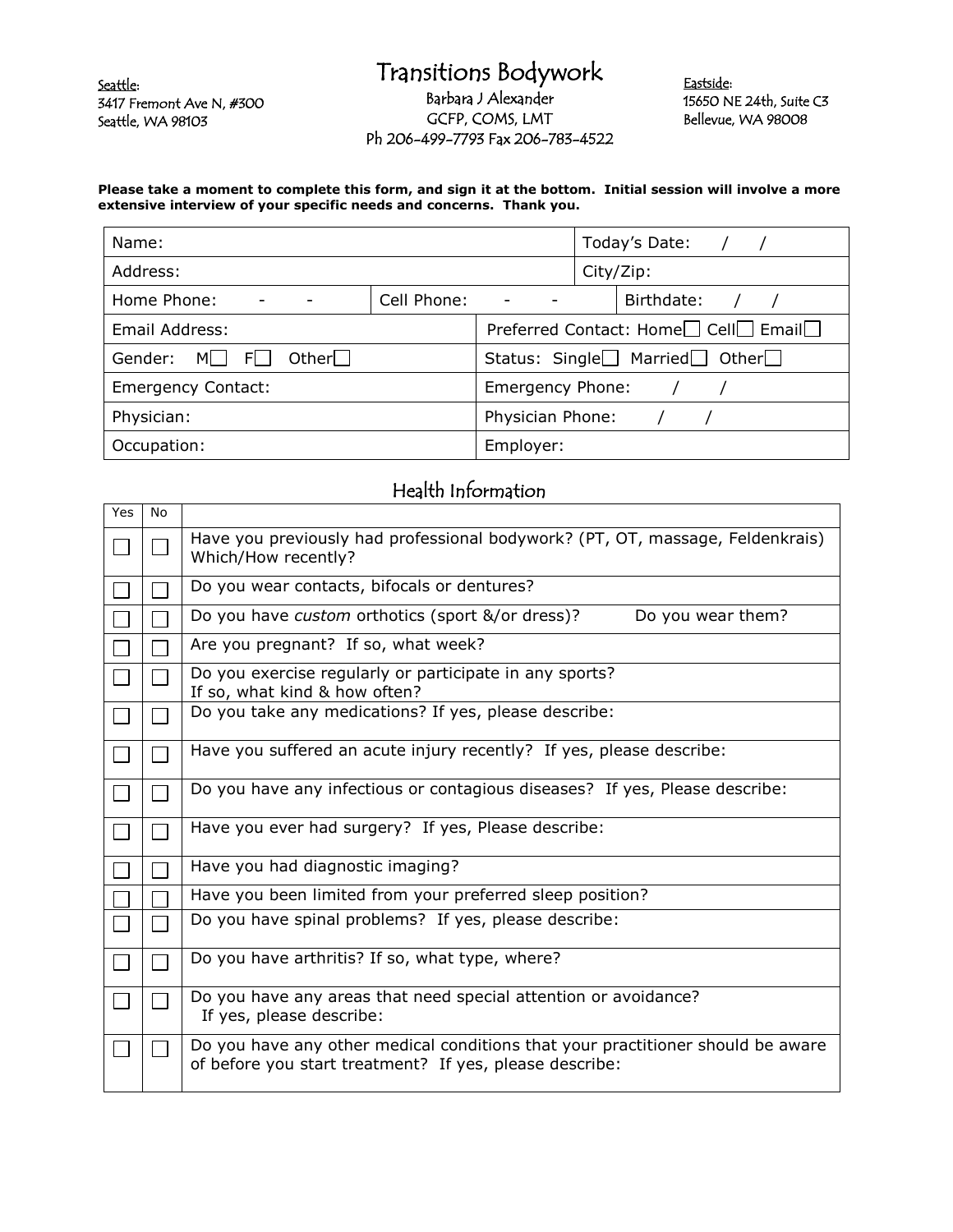Seattle:
3417 Fremont Ave N, #300
Seattle, WA 98103

# Transitions Bodywork

Barbara J Alexander
GCFP, COMS, LMT
Ph 206-499-7793 Fax 206-783-4522

Eastside:
15650 NE 24th, Suite C3
Bellevue, WA 98008

**Please take a moment to complete this form, and sign it at the bottom. Initial session will involve a more extensive interview of your specific needs and concerns. Thank you.**

| | | |
|---|---|---|
| Name: | | Today's Date: / / |
| Address: | | City/Zip: |
| Home Phone: - - | Cell Phone: - - | Birthdate: / / |
| Email Address: | Preferred Contact: Home☐ Cell☐ Email☐ | |
| Gender: M☐ F☐ Other☐ | Status: Single☐ Married☐ Other☐ | |
| Emergency Contact: | Emergency Phone: / / | |
| Physician: | Physician Phone: / / | |
| Occupation: | Employer: | |

## Health Information

| Yes | No | |
|---|---|---|
| ☐ | ☐ | Have you previously had professional bodywork? (PT, OT, massage, Feldenkrais) Which/How recently? |
| ☐ | ☐ | Do you wear contacts, bifocals or dentures? |
| ☐ | ☐ | Do you have *custom* orthotics (sport &/or dress)? Do you wear them? |
| ☐ | ☐ | Are you pregnant? If so, what week? |
| ☐ | ☐ | Do you exercise regularly or participate in any sports? If so, what kind & how often? |
| ☐ | ☐ | Do you take any medications? If yes, please describe: |
| ☐ | ☐ | Have you suffered an acute injury recently? If yes, please describe: |
| ☐ | ☐ | Do you have any infectious or contagious diseases? If yes, Please describe: |
| ☐ | ☐ | Have you ever had surgery? If yes, Please describe: |
| ☐ | ☐ | Have you had diagnostic imaging? |
| ☐ | ☐ | Have you been limited from your preferred sleep position? |
| ☐ | ☐ | Do you have spinal problems? If yes, please describe: |
| ☐ | ☐ | Do you have arthritis? If so, what type, where? |
| ☐ | ☐ | Do you have any areas that need special attention or avoidance? If yes, please describe: |
| ☐ | ☐ | Do you have any other medical conditions that your practitioner should be aware of before you start treatment? If yes, please describe: |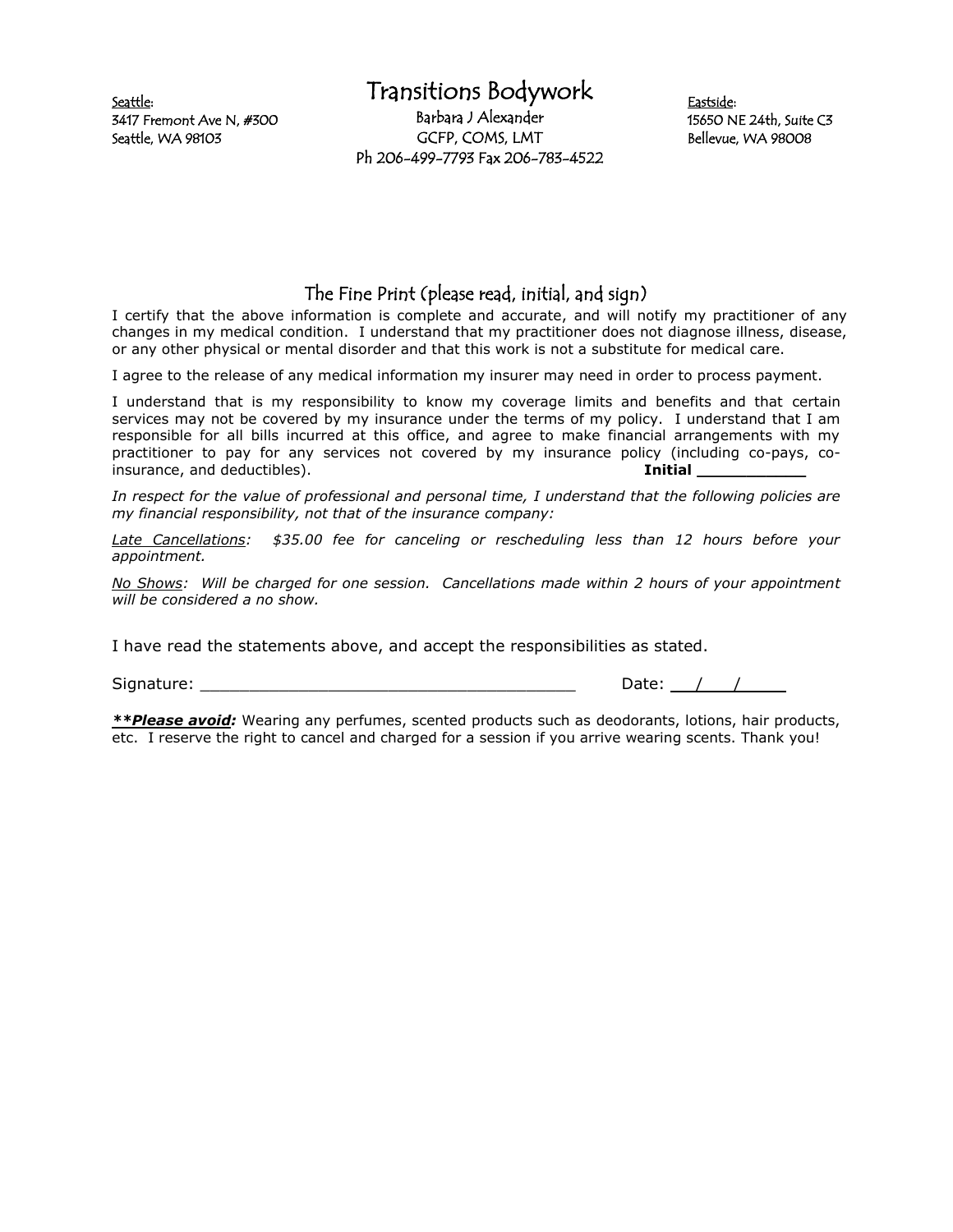Seattle:
3417 Fremont Ave N, #300
Seattle, WA 98103

# Transitions Bodywork

Barbara J Alexander
GCFP, COMS, LMT
Ph 206-499-7793 Fax 206-783-4522

Eastside:
15650 NE 24th, Suite C3
Bellevue, WA 98008

## The Fine Print (please read, initial, and sign)

I certify that the above information is complete and accurate, and will notify my practitioner of any changes in my medical condition. I understand that my practitioner does not diagnose illness, disease, or any other physical or mental disorder and that this work is not a substitute for medical care.

I agree to the release of any medical information my insurer may need in order to process payment.

I understand that is my responsibility to know my coverage limits and benefits and that certain services may not be covered by my insurance under the terms of my policy. I understand that I am responsible for all bills incurred at this office, and agree to make financial arrangements with my practitioner to pay for any services not covered by my insurance policy (including co-pays, co-insurance, and deductibles). **Initial \_\_\_\_\_\_\_\_\_\_\_**

*In respect for the value of professional and personal time, I understand that the following policies are my financial responsibility, not that of the insurance company:*

*Late Cancellations: $35.00 fee for canceling or rescheduling less than 12 hours before your appointment.*

*No Shows: Will be charged for one session. Cancellations made within 2 hours of your appointment will be considered a no show.*

I have read the statements above, and accept the responsibilities as stated.

Signature: \_\_\_\_\_\_\_\_\_\_\_\_\_\_\_\_\_\_\_\_\_\_\_\_\_\_\_\_\_\_\_\_\_\_\_\_\_\_ Date: \_\_\_/\_\_\_/\_\_\_\_

***\*\*Please avoid:*** Wearing any perfumes, scented products such as deodorants, lotions, hair products, etc. I reserve the right to cancel and charged for a session if you arrive wearing scents. Thank you!